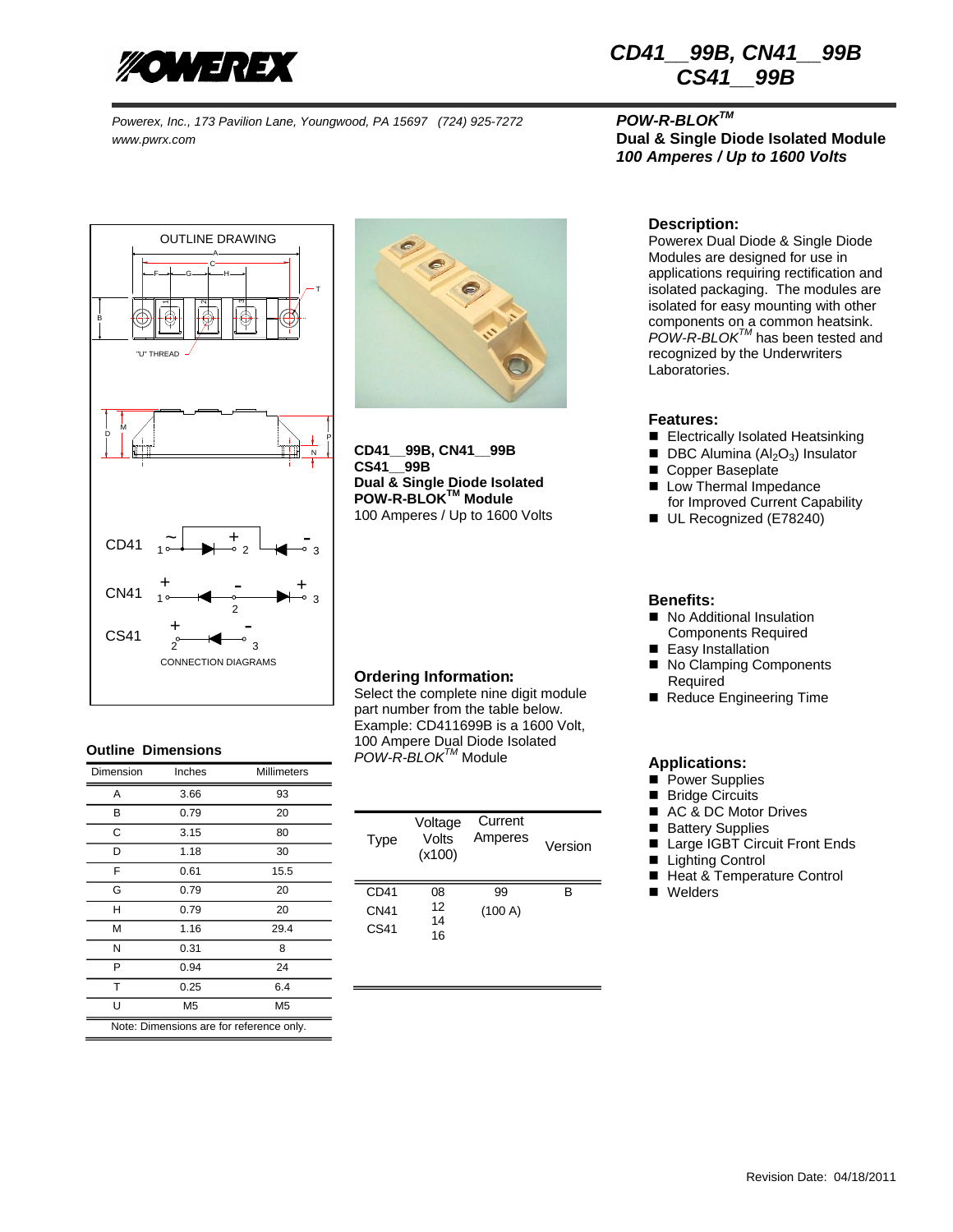# CD41__99B, CN41__99B
# CS41__99B

Powerex, Inc., 173 Pavilion Lane, Youngwood, PA 15697 (724) 925-7272
www.pwrx.com

***POW-R-BLOK™***
**Dual & Single Diode Isolated Module**
***100 Amperes / Up to 1600 Volts***

OUTLINE DRAWING

CONNECTION DIAGRAMS

**CD41__99B, CN41__99B**
**CS41__99B**
**Dual & Single Diode Isolated**
**POW-R-BLOK™ Module**
100 Amperes / Up to 1600 Volts

## Description:

Powerex Dual Diode & Single Diode Modules are designed for use in applications requiring rectification and isolated packaging. The modules are isolated for easy mounting with other components on a common heatsink. *POW-R-BLOK™* has been tested and recognized by the Underwriters Laboratories.

## Features:

- Electrically Isolated Heatsinking
- DBC Alumina ($Al_2O_3$) Insulator
- Copper Baseplate
- Low Thermal Impedance for Improved Current Capability
- UL Recognized (E78240)

## Benefits:

- No Additional Insulation Components Required
- Easy Installation
- No Clamping Components Required
- Reduce Engineering Time

## Applications:

- Power Supplies
- Bridge Circuits
- AC & DC Motor Drives
- Battery Supplies
- Large IGBT Circuit Front Ends
- Lighting Control
- Heat & Temperature Control
- Welders

## Outline Dimensions

| Dimension | Inches | Millimeters |
|---|---|---|
| A | 3.66 | 93 |
| B | 0.79 | 20 |
| C | 3.15 | 80 |
| D | 1.18 | 30 |
| F | 0.61 | 15.5 |
| G | 0.79 | 20 |
| H | 0.79 | 20 |
| M | 1.16 | 29.4 |
| N | 0.31 | 8 |
| P | 0.94 | 24 |
| T | 0.25 | 6.4 |
| U | M5 | M5 |

Note: Dimensions are for reference only.

## Ordering Information:

Select the complete nine digit module part number from the table below.
Example: CD411699B is a 1600 Volt, 100 Ampere Dual Diode Isolated *POW-R-BLOK™* Module

| Type | Voltage Volts (x100) | Current Amperes | Version |
|---|---|---|---|
| CD41<br>CN41<br>CS41 | 08<br>12<br>14<br>16 | 99<br>(100 A) | B |

Revision Date: 04/18/2011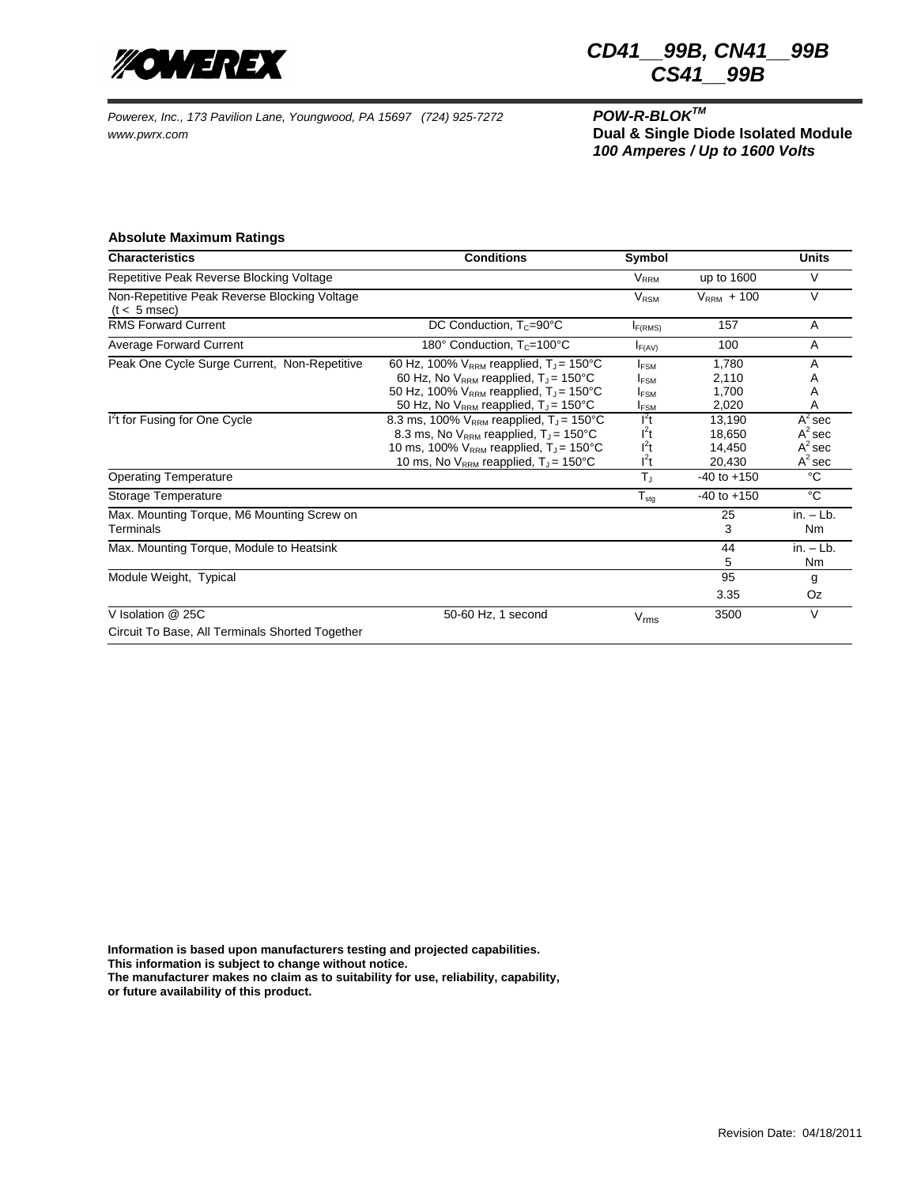**CD41__99B, CN41__99B**
**CS41__99B**

*Powerex, Inc., 173 Pavilion Lane, Youngwood, PA 15697 (724) 925-7272*
*www.pwrx.com*

***POW-R-BLOK™***
**Dual & Single Diode Isolated Module**
***100 Amperes / Up to 1600 Volts***

### Absolute Maximum Ratings

| Characteristics | Conditions | Symbol | | Units |
|---|---|---|---|---|
| Repetitive Peak Reverse Blocking Voltage | | $V_{RRM}$ | up to 1600 | V |
| Non-Repetitive Peak Reverse Blocking Voltage (t < 5 msec) | | $V_{RSM}$ | $V_{RRM}$ + 100 | V |
| RMS Forward Current | DC Conduction, $T_C$=90°C | $I_{F(RMS)}$ | 157 | A |
| Average Forward Current | 180° Conduction, $T_C$=100°C | $I_{F(AV)}$ | 100 | A |
| Peak One Cycle Surge Current, Non-Repetitive | 60 Hz, 100% $V_{RRM}$ reapplied, $T_J$ = 150°C | $I_{FSM}$ | 1,780 | A |
| | 60 Hz, No $V_{RRM}$ reapplied, $T_J$ = 150°C | $I_{FSM}$ | 2,110 | A |
| | 50 Hz, 100% $V_{RRM}$ reapplied, $T_J$ = 150°C | $I_{FSM}$ | 1,700 | A |
| | 50 Hz, No $V_{RRM}$ reapplied, $T_J$ = 150°C | $I_{FSM}$ | 2,020 | A |
| $I^2t$ for Fusing for One Cycle | 8.3 ms, 100% $V_{RRM}$ reapplied, $T_J$ = 150°C | $I^2t$ | 13,190 | $A^2$sec |
| | 8.3 ms, No $V_{RRM}$ reapplied, $T_J$ = 150°C | $I^2t$ | 18,650 | $A^2$sec |
| | 10 ms, 100% $V_{RRM}$ reapplied, $T_J$ = 150°C | $I^2t$ | 14,450 | $A^2$sec |
| | 10 ms, No $V_{RRM}$ reapplied, $T_J$ = 150°C | $I^2t$ | 20,430 | $A^2$sec |
| Operating Temperature | | $T_J$ | -40 to +150 | °C |
| Storage Temperature | | $T_{stg}$ | -40 to +150 | °C |
| Max. Mounting Torque, M6 Mounting Screw on Terminals | | | 25 | in. – Lb. |
| | | | 3 | Nm |
| Max. Mounting Torque, Module to Heatsink | | | 44 | in. – Lb. |
| | | | 5 | Nm |
| Module Weight, Typical | | | 95 | g |
| | | | 3.35 | Oz |
| V Isolation @ 25C Circuit To Base, All Terminals Shorted Together | 50-60 Hz, 1 second | $V_{rms}$ | 3500 | V |

**Information is based upon manufacturers testing and projected capabilities.**
**This information is subject to change without notice.**
**The manufacturer makes no claim as to suitability for use, reliability, capability, or future availability of this product.**

Revision Date: 04/18/2011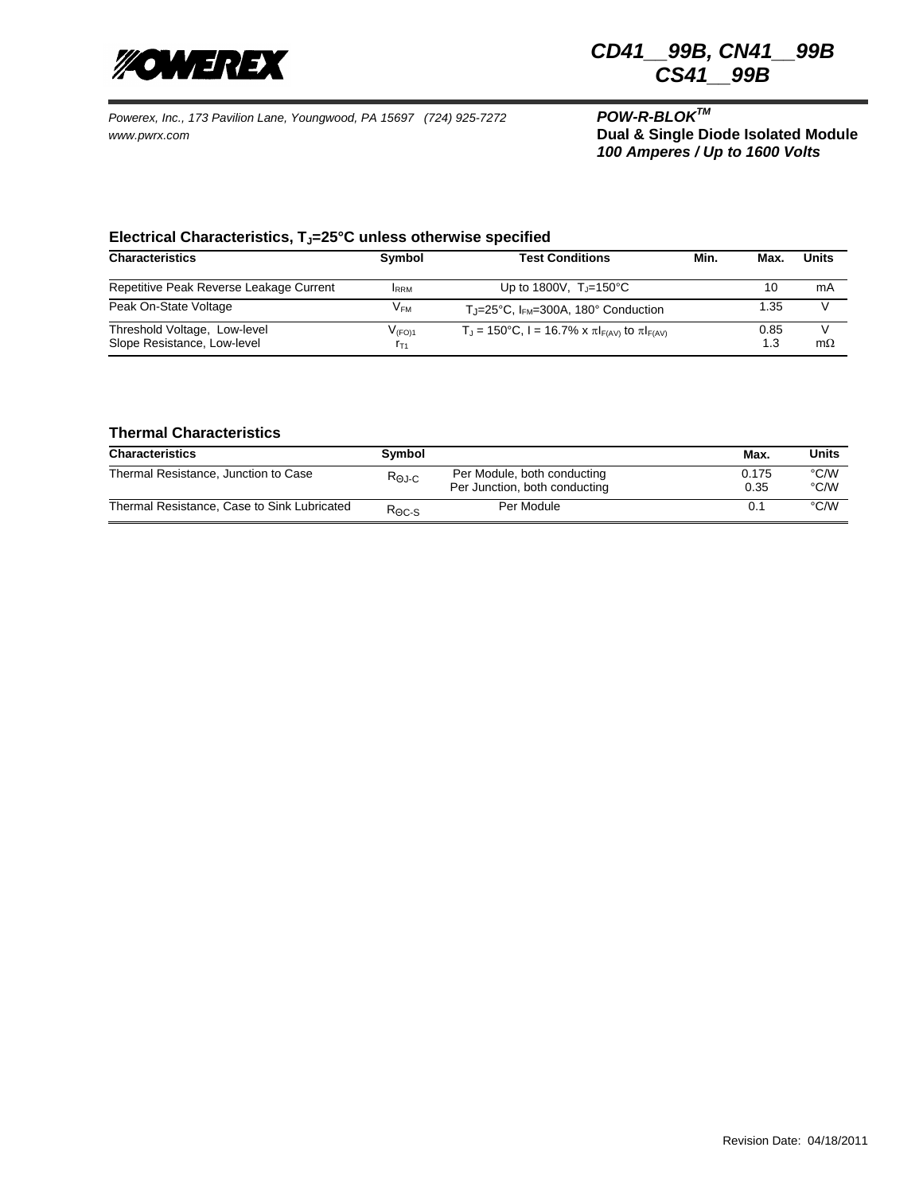# CD41__99B, CN41__99B
# CS41__99B

*Powerex, Inc., 173 Pavilion Lane, Youngwood, PA 15697 (724) 925-7272*
*www.pwrx.com*

***POW-R-BLOK™***
**Dual & Single Diode Isolated Module**
***100 Amperes / Up to 1600 Volts***

## Electrical Characteristics, $T_J$=25°C unless otherwise specified

| Characteristics | Symbol | Test Conditions | Min. | Max. | Units |
|---|---|---|---|---|---|
| Repetitive Peak Reverse Leakage Current | $I_{RRM}$ | Up to 1800V, $T_J$=150°C | | 10 | mA |
| Peak On-State Voltage | $V_{FM}$ | $T_J$=25°C, $I_{FM}$=300A, 180° Conduction | | 1.35 | V |
| Threshold Voltage, Low-level<br>Slope Resistance, Low-level | $V_{(FO)1}$<br>$r_{T1}$ | $T_J$ = 150°C, I = 16.7% x $\pi I_{F(AV)}$ to $\pi I_{F(AV)}$ | | 0.85<br>1.3 | V<br>mΩ |

## Thermal Characteristics

| Characteristics | Symbol | | Max. | Units |
|---|---|---|---|---|
| Thermal Resistance, Junction to Case | $R_{\Theta J\text{-}C}$ | Per Module, both conducting<br>Per Junction, both conducting | 0.175<br>0.35 | °C/W<br>°C/W |
| Thermal Resistance, Case to Sink Lubricated | $R_{\Theta C\text{-}S}$ | Per Module | 0.1 | °C/W |

Revision Date: 04/18/2011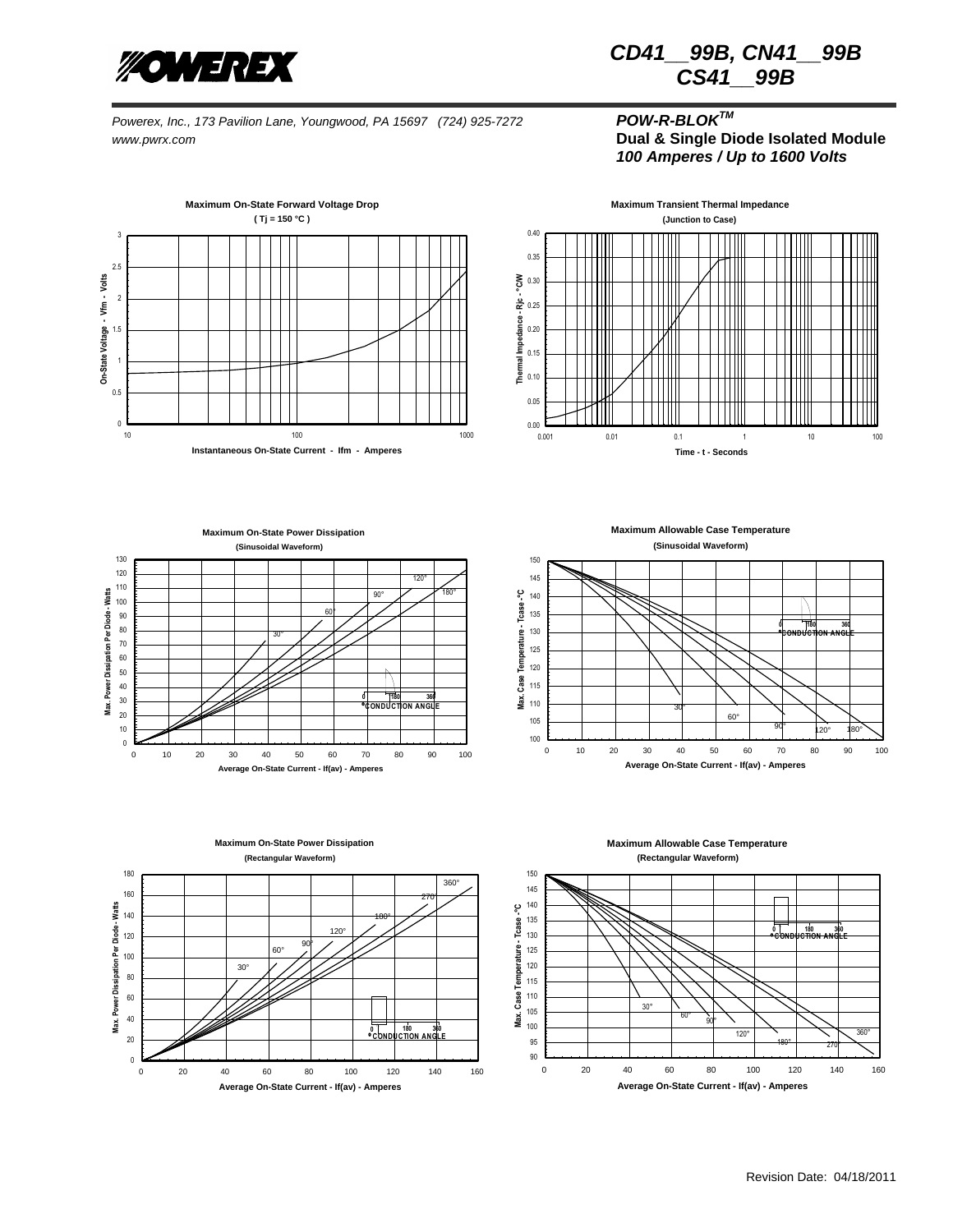# CD41__99B, CN41__99B
# CS41__99B

*Powerex, Inc., 173 Pavilion Lane, Youngwood, PA 15697 (724) 925-7272*
*www.pwrx.com*

***POW-R-BLOK™***
**Dual & Single Diode Isolated Module**
***100 Amperes / Up to 1600 Volts***

**Maximum On-State Forward Voltage Drop**
**( Tj = 150 °C )**

On-State Voltage - Vfm - Volts

3
2.5
2
1.5
1
0.5
0

10
100
1000

Instantaneous On-State Current - Ifm - Amperes

**Maximum Transient Thermal Impedance**
**(Junction to Case)**

Thermal Impedance - Rjc - °C/W

0.40
0.35
0.30
0.25
0.20
0.15
0.10
0.05
0.00

0.001
0.01
0.1
1
10
100

Time - t - Seconds

**Maximum On-State Power Dissipation**
**(Sinusoidal Waveform)**

Max. Power Dissipation Per Diode - Watts

130
120
110
100
90
80
70
60
50
40
30
20
10
0

0
10
20
30
40
50
60
70
80
90
100

Average On-State Current - If(av) - Amperes

30°
60°
90°
120°
180°

0
180
360
CONDUCTION ANGLE

**Maximum Allowable Case Temperature**
**(Sinusoidal Waveform)**

Max. Case Temperature - Tcase - °C

150
145
140
135
130
125
120
115
110
105
100

0
10
20
30
40
50
60
70
80
90
100

Average On-State Current - If(av) - Amperes

30°
60°
90°
120°
180°

0
180
360
CONDUCTION ANGLE

**Maximum On-State Power Dissipation**
**(Rectangular Waveform)**

Max. Power Dissipation Per Diode - Watts

180
160
140
120
100
80
60
40
20
0

0
20
40
60
80
100
120
140
160

Average On-State Current - If(av) - Amperes

30°
60°
90°
120°
180°
270°
360°

0
180
360
CONDUCTION ANGLE

**Maximum Allowable Case Temperature**
**(Rectangular Waveform)**

Max. Case Temperature - Tcase - °C

150
145
140
135
130
125
120
115
110
105
100
95
90

0
20
40
60
80
100
120
140
160

Average On-State Current - If(av) - Amperes

30°
60°
90°
120°
180°
270°
360°

0
180
360
CONDUCTION ANGLE

Revision Date: 04/18/2011